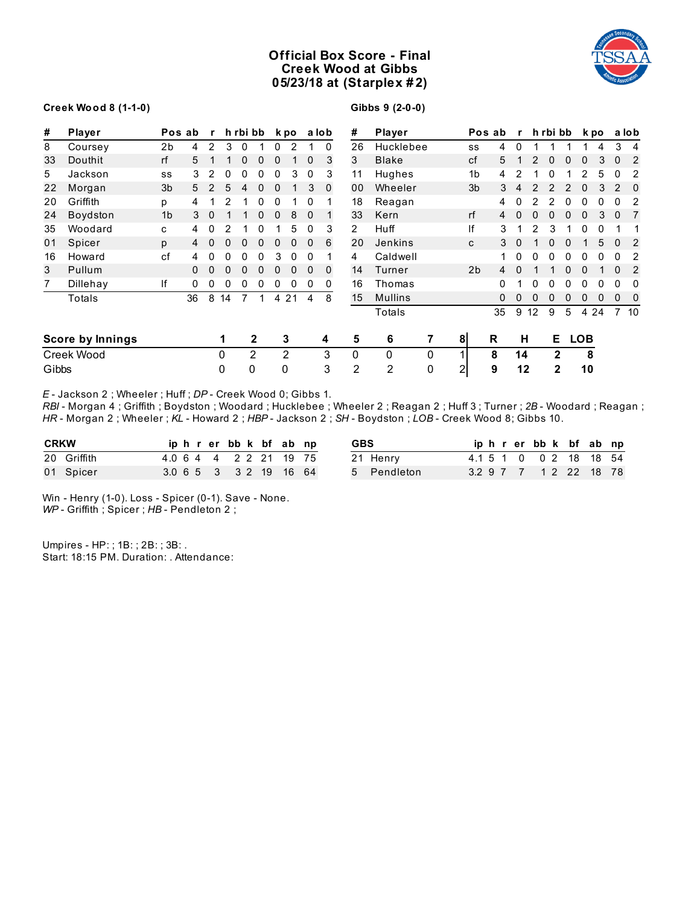# Official Box Score - Final
## Creek Wood at Gibbs
## 05/23/18 at (Starplex #2)

**Creek Wood 8 (1-1-0)**

| # | Player | Pos | ab | r | h | rbi | bb | k | po | a | lob |
|---|---|---|---|---|---|---|---|---|---|---|---|
| 8 | Coursey | 2b | 4 | 2 | 3 | 0 | 1 | 0 | 2 | 1 | 0 |
| 33 | Douthit | rf | 5 | 1 | 1 | 0 | 0 | 0 | 1 | 0 | 3 |
| 5 | Jackson | ss | 3 | 2 | 0 | 0 | 0 | 0 | 3 | 0 | 3 |
| 22 | Morgan | 3b | 5 | 2 | 5 | 4 | 0 | 0 | 1 | 3 | 0 |
| 20 | Griffith | p | 4 | 1 | 2 | 1 | 0 | 0 | 1 | 0 | 1 |
| 24 | Boydston | 1b | 3 | 0 | 1 | 1 | 0 | 0 | 8 | 0 | 1 |
| 35 | Woodard | c | 4 | 0 | 2 | 1 | 0 | 1 | 5 | 0 | 3 |
| 01 | Spicer | p | 4 | 0 | 0 | 0 | 0 | 0 | 0 | 0 | 6 |
| 16 | Howard | cf | 4 | 0 | 0 | 0 | 0 | 3 | 0 | 0 | 1 |
| 3 | Pullum | | 0 | 0 | 0 | 0 | 0 | 0 | 0 | 0 | 0 |
| 7 | Dillehay | lf | 0 | 0 | 0 | 0 | 0 | 0 | 0 | 0 | 0 |
| | Totals | | 36 | 8 | 14 | 7 | 1 | 4 | 21 | 4 | 8 |

**Gibbs 9 (2-0-0)**

| # | Player | Pos | ab | r | h | rbi | bb | k | po | a | lob |
|---|---|---|---|---|---|---|---|---|---|---|---|
| 26 | Hucklebee | ss | 4 | 0 | 1 | 1 | 1 | 1 | 4 | 3 | 4 |
| 3 | Blake | cf | 5 | 1 | 2 | 0 | 0 | 0 | 3 | 0 | 2 |
| 11 | Hughes | 1b | 4 | 2 | 1 | 0 | 1 | 2 | 5 | 0 | 2 |
| 00 | Wheeler | 3b | 3 | 4 | 2 | 2 | 2 | 0 | 3 | 2 | 0 |
| 18 | Reagan | | 4 | 0 | 2 | 2 | 0 | 0 | 0 | 0 | 2 |
| 33 | Kern | rf | 4 | 0 | 0 | 0 | 0 | 0 | 3 | 0 | 7 |
| 2 | Huff | lf | 3 | 1 | 2 | 3 | 1 | 0 | 0 | 1 | 1 |
| 20 | Jenkins | c | 3 | 0 | 1 | 0 | 0 | 1 | 5 | 0 | 2 |
| 4 | Caldwell | | 1 | 0 | 0 | 0 | 0 | 0 | 0 | 0 | 2 |
| 14 | Turner | 2b | 4 | 0 | 1 | 1 | 0 | 0 | 1 | 0 | 2 |
| 16 | Thomas | | 0 | 1 | 0 | 0 | 0 | 0 | 0 | 0 | 0 |
| 15 | Mullins | | 0 | 0 | 0 | 0 | 0 | 0 | 0 | 0 | 0 |
| | Totals | | 35 | 9 | 12 | 9 | 5 | 4 | 24 | 7 | 10 |

| Score by Innings | 1 | 2 | 3 | 4 | 5 | 6 | 7 | 8 | R | H | E | LOB |
|---|---|---|---|---|---|---|---|---|---|---|---|---|
| Creek Wood | 0 | 2 | 2 | 3 | 0 | 0 | 0 | 1 | **8** | **14** | **2** | **8** |
| Gibbs | 0 | 0 | 0 | 3 | 2 | 2 | 0 | 2 | **9** | **12** | **2** | **10** |

*E* - Jackson 2 ; Wheeler ; Huff ; *DP* - Creek Wood 0; Gibbs 1.
*RBI* - Morgan 4 ; Griffith ; Boydston ; Woodard ; Hucklebee ; Wheeler 2 ; Reagan 2 ; Huff 3 ; Turner ; *2B* - Woodard ; Reagan ; *HR* - Morgan 2 ; Wheeler ; *KL* - Howard 2 ; *HBP* - Jackson 2 ; *SH* - Boydston ; *LOB* - Creek Wood 8; Gibbs 10.

| CRKW | ip | h | r | er | bb | k | bf | ab | np |
|---|---|---|---|---|---|---|---|---|---|
| 20 Griffith | 4.0 | 6 | 4 | 4 | 2 | 2 | 21 | 19 | 75 |
| 01 Spicer | 3.0 | 6 | 5 | 3 | 3 | 2 | 19 | 16 | 64 |

| GBS | ip | h | r | er | bb | k | bf | ab | np |
|---|---|---|---|---|---|---|---|---|---|
| 21 Henry | 4.1 | 5 | 1 | 0 | 0 | 2 | 18 | 18 | 54 |
| 5 Pendleton | 3.2 | 9 | 7 | 7 | 1 | 2 | 22 | 18 | 78 |

Win - Henry (1-0). Loss - Spicer (0-1). Save - None.
*WP* - Griffith ; Spicer ; *HB* - Pendleton 2 ;

Umpires - HP: ; 1B: ; 2B: ; 3B: .
Start: 18:15 PM. Duration: . Attendance: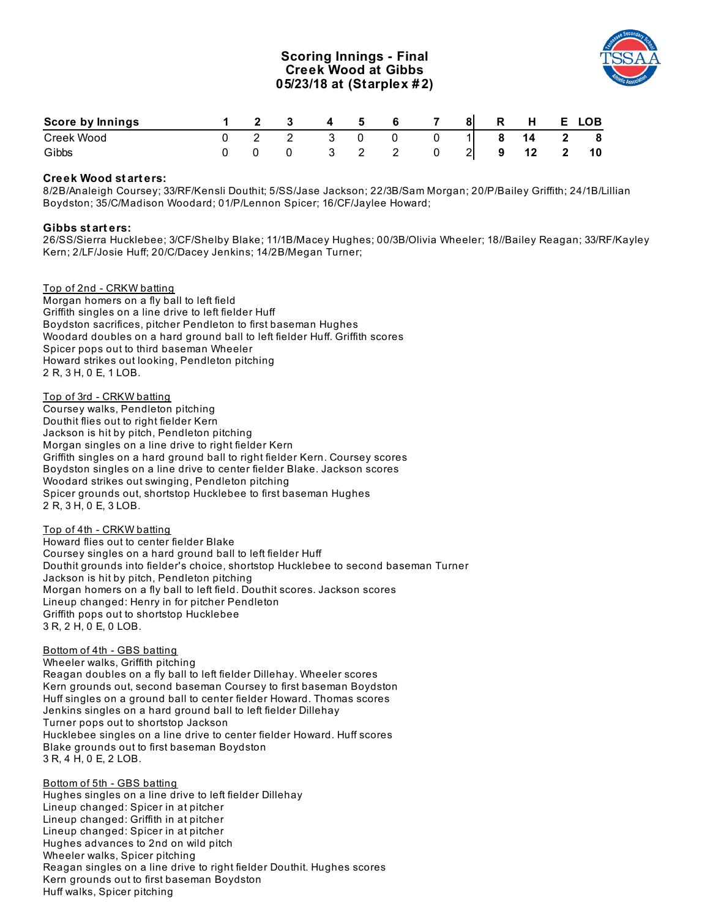# Scoring Innings - Final
## Creek Wood at Gibbs
## 05/23/18 at (Starplex #2)

| Score by Innings | 1 | 2 | 3 | 4 | 5 | 6 | 7 | 8 | R | H | E | LOB |
|---|---|---|---|---|---|---|---|---|---|---|---|---|
| Creek Wood | 0 | 2 | 2 | 3 | 0 | 0 | 0 | 1 | 8 | 14 | 2 | 8 |
| Gibbs | 0 | 0 | 0 | 3 | 2 | 2 | 0 | 2 | 9 | 12 | 2 | 10 |

**Creek Wood starters:**
8/2B/Analeigh Coursey; 33/RF/Kensli Douthit; 5/SS/Jase Jackson; 22/3B/Sam Morgan; 20/P/Bailey Griffith; 24/1B/Lillian Boydston; 35/C/Madison Woodard; 01/P/Lennon Spicer; 16/CF/Jaylee Howard;

**Gibbs starters:**
26/SS/Sierra Hucklebee; 3/CF/Shelby Blake; 11/1B/Macey Hughes; 00/3B/Olivia Wheeler; 18//Bailey Reagan; 33/RF/Kayley Kern; 2/LF/Josie Huff; 20/C/Dacey Jenkins; 14/2B/Megan Turner;

Top of 2nd - CRKW batting
Morgan homers on a fly ball to left field
Griffith singles on a line drive to left fielder Huff
Boydston sacrifices, pitcher Pendleton to first baseman Hughes
Woodard doubles on a hard ground ball to left fielder Huff. Griffith scores
Spicer pops out to third baseman Wheeler
Howard strikes out looking, Pendleton pitching
2 R, 3 H, 0 E, 1 LOB.

Top of 3rd - CRKW batting
Coursey walks, Pendleton pitching
Douthit flies out to right fielder Kern
Jackson is hit by pitch, Pendleton pitching
Morgan singles on a line drive to right fielder Kern
Griffith singles on a hard ground ball to right fielder Kern. Coursey scores
Boydston singles on a line drive to center fielder Blake. Jackson scores
Woodard strikes out swinging, Pendleton pitching
Spicer grounds out, shortstop Hucklebee to first baseman Hughes
2 R, 3 H, 0 E, 3 LOB.

Top of 4th - CRKW batting
Howard flies out to center fielder Blake
Coursey singles on a hard ground ball to left fielder Huff
Douthit grounds into fielder's choice, shortstop Hucklebee to second baseman Turner
Jackson is hit by pitch, Pendleton pitching
Morgan homers on a fly ball to left field. Douthit scores. Jackson scores
Lineup changed: Henry in for pitcher Pendleton
Griffith pops out to shortstop Hucklebee
3 R, 2 H, 0 E, 0 LOB.

Bottom of 4th - GBS batting
Wheeler walks, Griffith pitching
Reagan doubles on a fly ball to left fielder Dillehay. Wheeler scores
Kern grounds out, second baseman Coursey to first baseman Boydston
Huff singles on a ground ball to center fielder Howard. Thomas scores
Jenkins singles on a hard ground ball to left fielder Dillehay
Turner pops out to shortstop Jackson
Hucklebee singles on a line drive to center fielder Howard. Huff scores
Blake grounds out to first baseman Boydston
3 R, 4 H, 0 E, 2 LOB.

Bottom of 5th - GBS batting
Hughes singles on a line drive to left fielder Dillehay
Lineup changed: Spicer in at pitcher
Lineup changed: Griffith in at pitcher
Lineup changed: Spicer in at pitcher
Hughes advances to 2nd on wild pitch
Wheeler walks, Spicer pitching
Reagan singles on a line drive to right fielder Douthit. Hughes scores
Kern grounds out to first baseman Boydston
Huff walks, Spicer pitching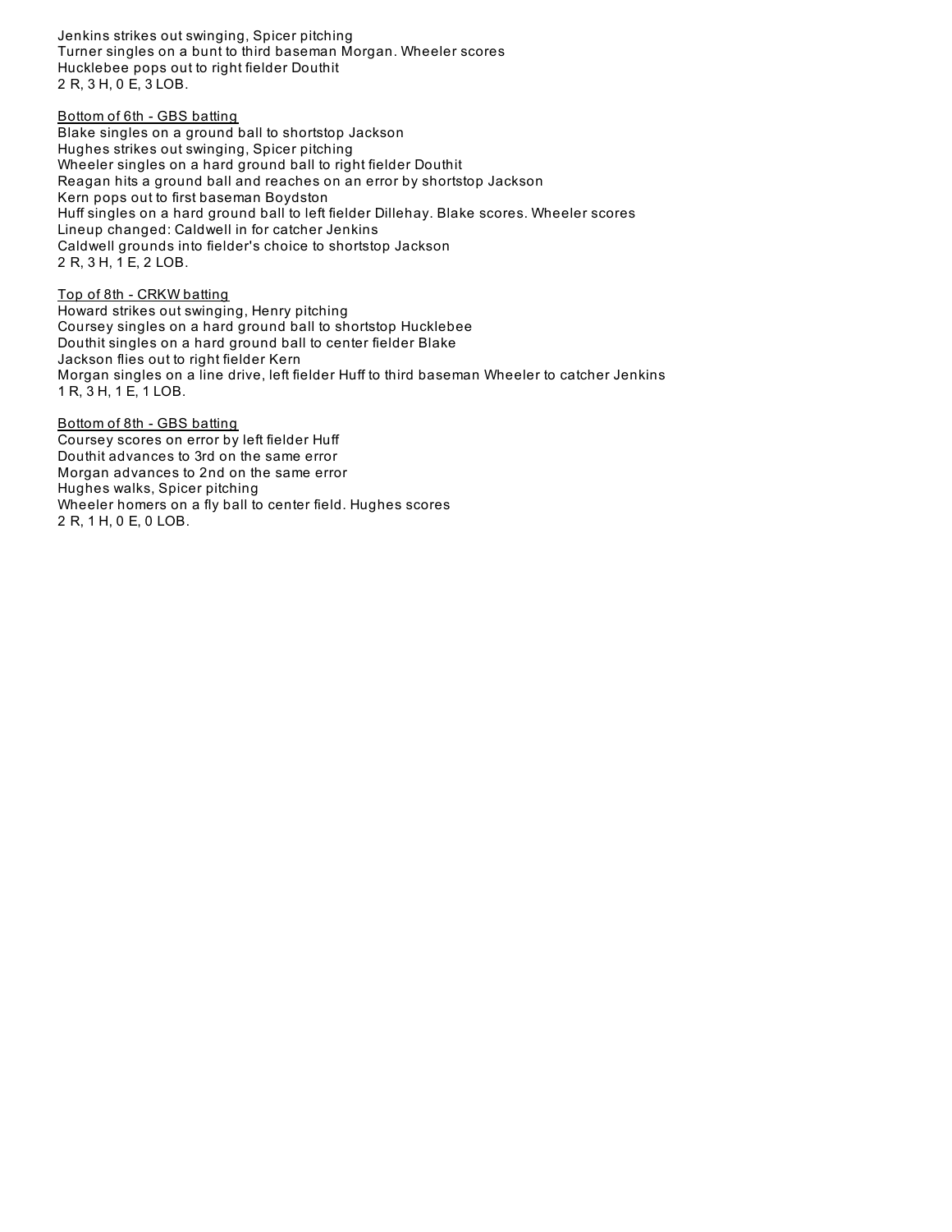Jenkins strikes out swinging, Spicer pitching
Turner singles on a bunt to third baseman Morgan. Wheeler scores
Hucklebee pops out to right fielder Douthit
2 R, 3 H, 0 E, 3 LOB.

<u>Bottom of 6th - GBS batting</u>
Blake singles on a ground ball to shortstop Jackson
Hughes strikes out swinging, Spicer pitching
Wheeler singles on a hard ground ball to right fielder Douthit
Reagan hits a ground ball and reaches on an error by shortstop Jackson
Kern pops out to first baseman Boydston
Huff singles on a hard ground ball to left fielder Dillehay. Blake scores. Wheeler scores
Lineup changed: Caldwell in for catcher Jenkins
Caldwell grounds into fielder's choice to shortstop Jackson
2 R, 3 H, 1 E, 2 LOB.

<u>Top of 8th - CRKW batting</u>
Howard strikes out swinging, Henry pitching
Coursey singles on a hard ground ball to shortstop Hucklebee
Douthit singles on a hard ground ball to center fielder Blake
Jackson flies out to right fielder Kern
Morgan singles on a line drive, left fielder Huff to third baseman Wheeler to catcher Jenkins
1 R, 3 H, 1 E, 1 LOB.

<u>Bottom of 8th - GBS batting</u>
Coursey scores on error by left fielder Huff
Douthit advances to 3rd on the same error
Morgan advances to 2nd on the same error
Hughes walks, Spicer pitching
Wheeler homers on a fly ball to center field. Hughes scores
2 R, 1 H, 0 E, 0 LOB.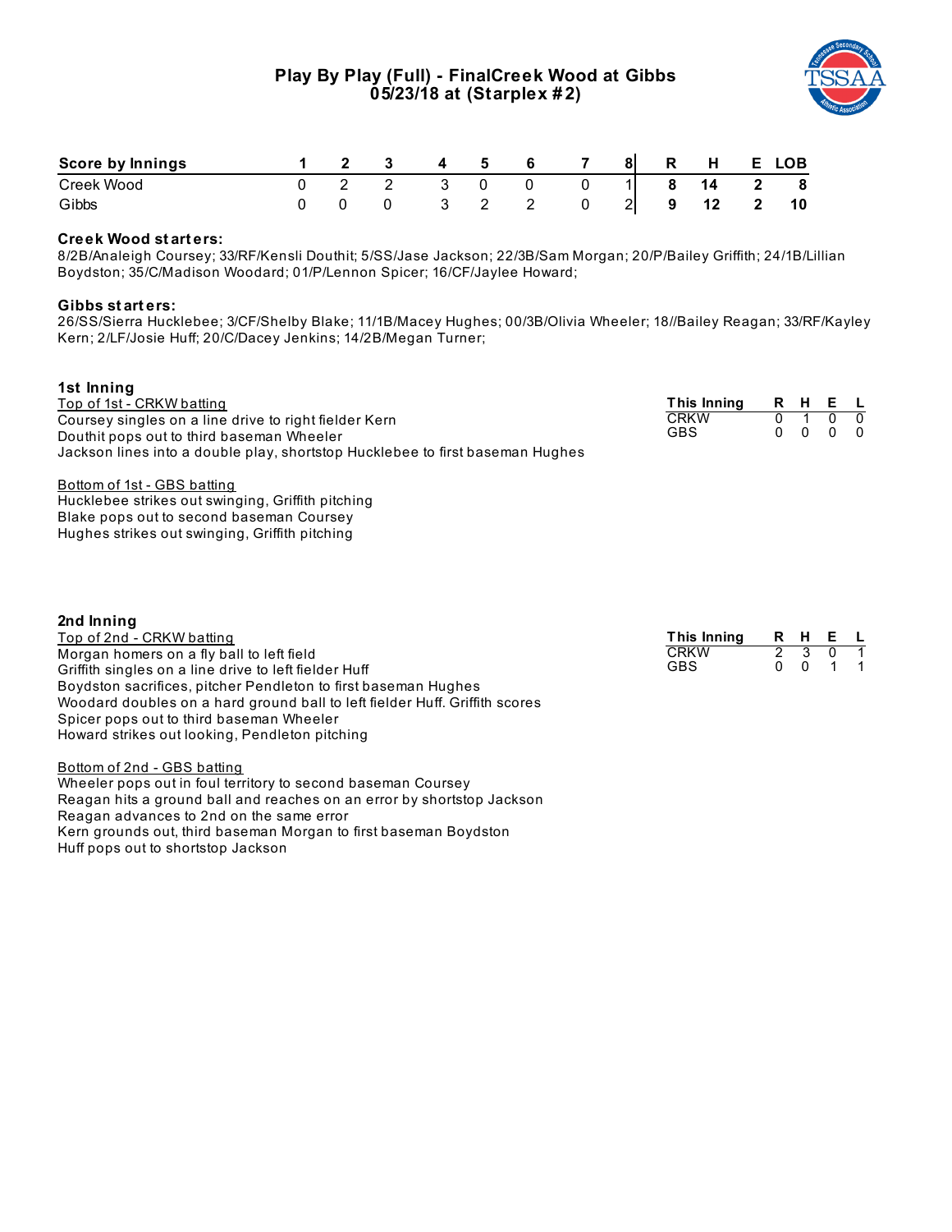# Play By Play (Full) - FinalCreek Wood at Gibbs
## 05/23/18 at (Starplex #2)

| Score by Innings | 1 | 2 | 3 | 4 | 5 | 6 | 7 | 8 | R | H | E | LOB |
|---|---|---|---|---|---|---|---|---|---|---|---|---|
| Creek Wood | 0 | 2 | 2 | 3 | 0 | 0 | 0 | 1 | 8 | 14 | 2 | 8 |
| Gibbs | 0 | 0 | 0 | 3 | 2 | 2 | 0 | 2 | 9 | 12 | 2 | 10 |

**Creek Wood starters:**
8/2B/Analeigh Coursey; 33/RF/Kensli Douthit; 5/SS/Jase Jackson; 22/3B/Sam Morgan; 20/P/Bailey Griffith; 24/1B/Lillian Boydston; 35/C/Madison Woodard; 01/P/Lennon Spicer; 16/CF/Jaylee Howard;

**Gibbs starters:**
26/SS/Sierra Hucklebee; 3/CF/Shelby Blake; 11/1B/Macey Hughes; 00/3B/Olivia Wheeler; 18//Bailey Reagan; 33/RF/Kayley Kern; 2/LF/Josie Huff; 20/C/Dacey Jenkins; 14/2B/Megan Turner;

### 1st Inning

Top of 1st - CRKW batting
Coursey singles on a line drive to right fielder Kern
Douthit pops out to third baseman Wheeler
Jackson lines into a double play, shortstop Hucklebee to first baseman Hughes

| This Inning | R | H | E | L |
|---|---|---|---|---|
| CRKW | 0 | 1 | 0 | 0 |
| GBS | 0 | 0 | 0 | 0 |

Bottom of 1st - GBS batting
Hucklebee strikes out swinging, Griffith pitching
Blake pops out to second baseman Coursey
Hughes strikes out swinging, Griffith pitching

### 2nd Inning

Top of 2nd - CRKW batting
Morgan homers on a fly ball to left field
Griffith singles on a line drive to left fielder Huff
Boydston sacrifices, pitcher Pendleton to first baseman Hughes
Woodard doubles on a hard ground ball to left fielder Huff. Griffith scores
Spicer pops out to third baseman Wheeler
Howard strikes out looking, Pendleton pitching

| This Inning | R | H | E | L |
|---|---|---|---|---|
| CRKW | 2 | 3 | 0 | 1 |
| GBS | 0 | 0 | 1 | 1 |

Bottom of 2nd - GBS batting
Wheeler pops out in foul territory to second baseman Coursey
Reagan hits a ground ball and reaches on an error by shortstop Jackson
Reagan advances to 2nd on the same error
Kern grounds out, third baseman Morgan to first baseman Boydston
Huff pops out to shortstop Jackson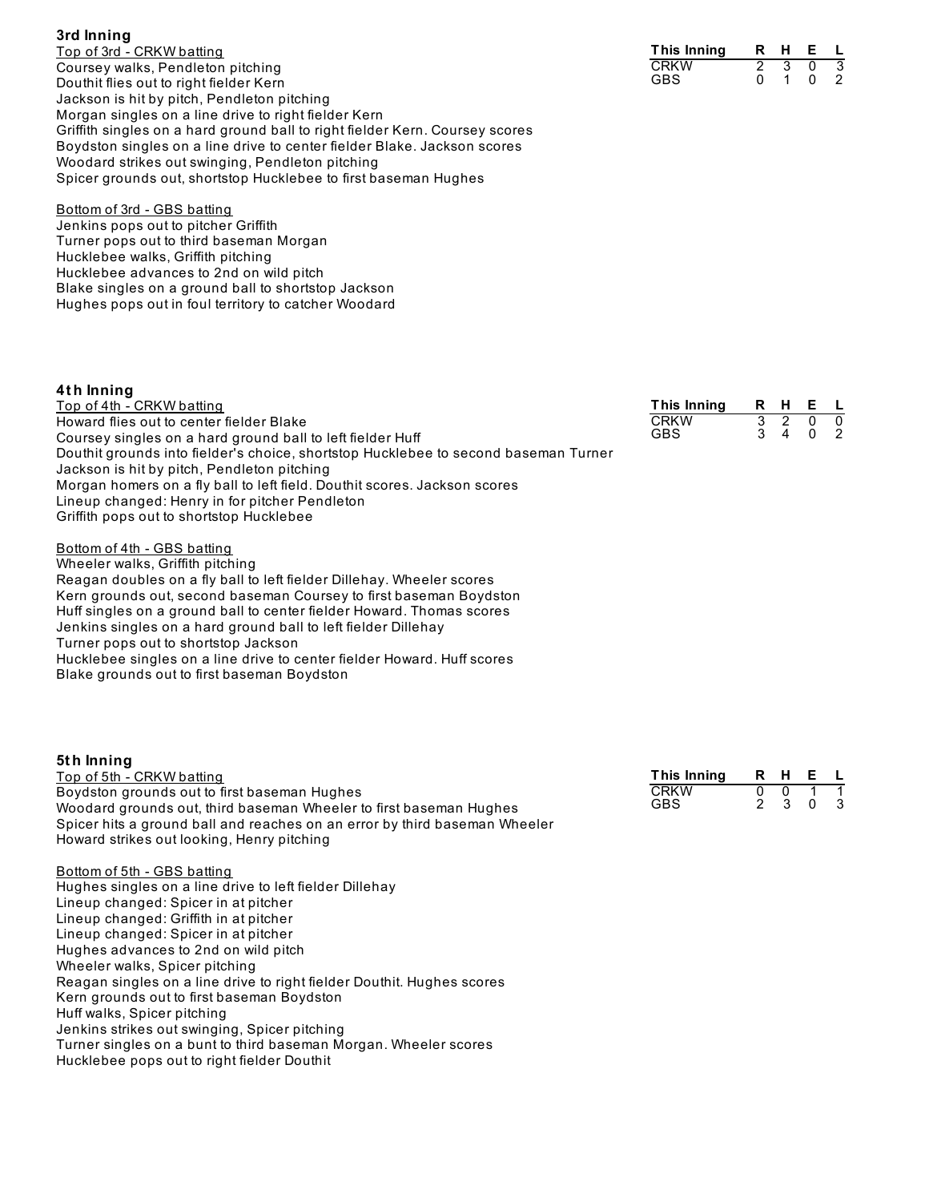### 3rd Inning

Top of 3rd - CRKW batting

| This Inning | R | H | E | L |
|---|---|---|---|---|
| CRKW | 2 | 3 | 0 | 3 |
| GBS | 0 | 1 | 0 | 2 |

Coursey walks, Pendleton pitching
Douthit flies out to right fielder Kern
Jackson is hit by pitch, Pendleton pitching
Morgan singles on a line drive to right fielder Kern
Griffith singles on a hard ground ball to right fielder Kern. Coursey scores
Boydston singles on a line drive to center fielder Blake. Jackson scores
Woodard strikes out swinging, Pendleton pitching
Spicer grounds out, shortstop Hucklebee to first baseman Hughes

Bottom of 3rd - GBS batting

Jenkins pops out to pitcher Griffith
Turner pops out to third baseman Morgan
Hucklebee walks, Griffith pitching
Hucklebee advances to 2nd on wild pitch
Blake singles on a ground ball to shortstop Jackson
Hughes pops out in foul territory to catcher Woodard

### 4th Inning

Top of 4th - CRKW batting

| This Inning | R | H | E | L |
|---|---|---|---|---|
| CRKW | 3 | 2 | 0 | 0 |
| GBS | 3 | 4 | 0 | 2 |

Howard flies out to center fielder Blake
Coursey singles on a hard ground ball to left fielder Huff
Douthit grounds into fielder's choice, shortstop Hucklebee to second baseman Turner
Jackson is hit by pitch, Pendleton pitching
Morgan homers on a fly ball to left field. Douthit scores. Jackson scores
Lineup changed: Henry in for pitcher Pendleton
Griffith pops out to shortstop Hucklebee

Bottom of 4th - GBS batting

Wheeler walks, Griffith pitching
Reagan doubles on a fly ball to left fielder Dillehay. Wheeler scores
Kern grounds out, second baseman Coursey to first baseman Boydston
Huff singles on a ground ball to center fielder Howard. Thomas scores
Jenkins singles on a hard ground ball to left fielder Dillehay
Turner pops out to shortstop Jackson
Hucklebee singles on a line drive to center fielder Howard. Huff scores
Blake grounds out to first baseman Boydston

### 5th Inning

Top of 5th - CRKW batting

| This Inning | R | H | E | L |
|---|---|---|---|---|
| CRKW | 0 | 0 | 1 | 1 |
| GBS | 2 | 3 | 0 | 3 |

Boydston grounds out to first baseman Hughes
Woodard grounds out, third baseman Wheeler to first baseman Hughes
Spicer hits a ground ball and reaches on an error by third baseman Wheeler
Howard strikes out looking, Henry pitching

Bottom of 5th - GBS batting

Hughes singles on a line drive to left fielder Dillehay
Lineup changed: Spicer in at pitcher
Lineup changed: Griffith in at pitcher
Lineup changed: Spicer in at pitcher
Hughes advances to 2nd on wild pitch
Wheeler walks, Spicer pitching
Reagan singles on a line drive to right fielder Douthit. Hughes scores
Kern grounds out to first baseman Boydston
Huff walks, Spicer pitching
Jenkins strikes out swinging, Spicer pitching
Turner singles on a bunt to third baseman Morgan. Wheeler scores
Hucklebee pops out to right fielder Douthit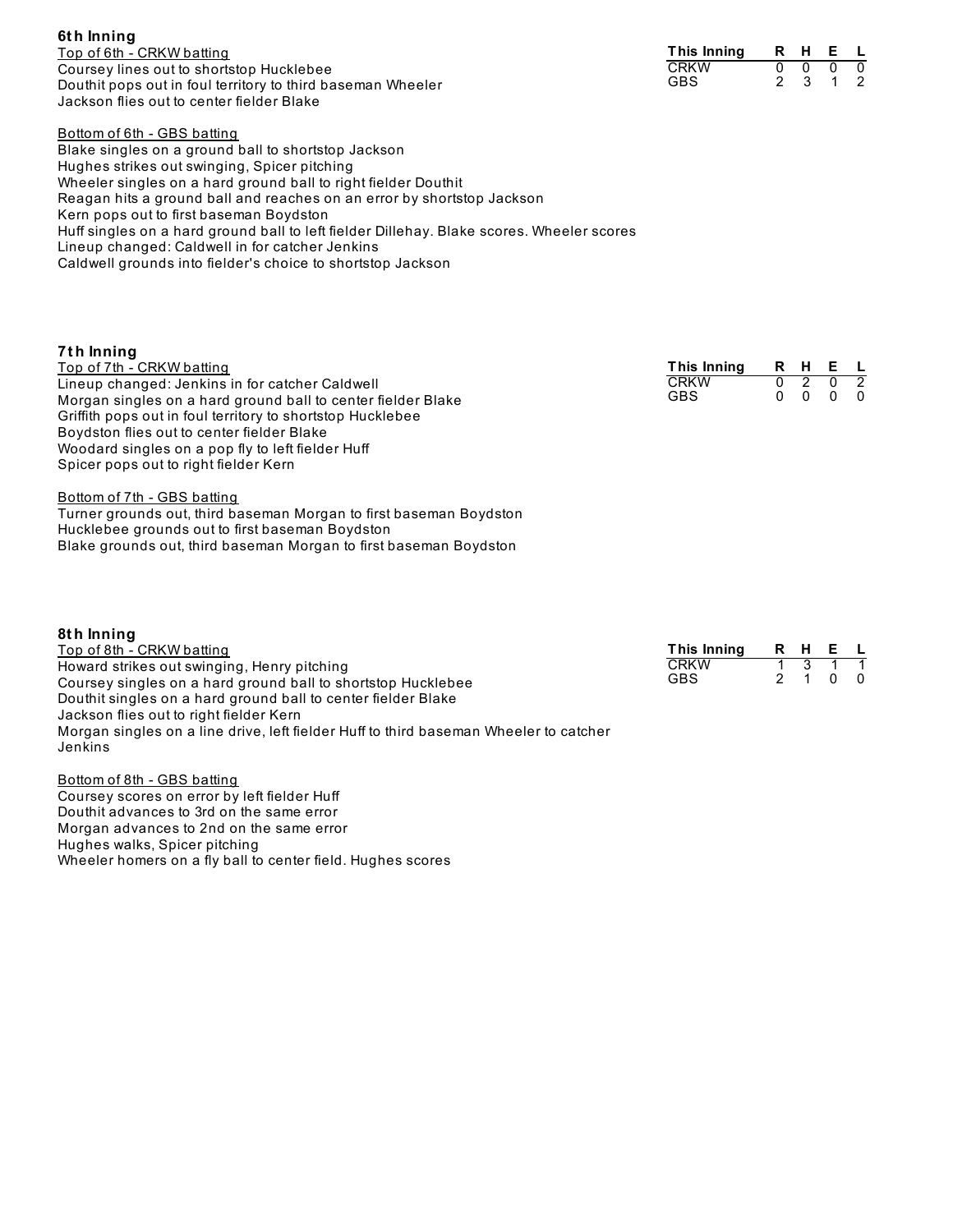### 6th Inning

Top of 6th - CRKW batting

Coursey lines out to shortstop Hucklebee
Douthit pops out in foul territory to third baseman Wheeler
Jackson flies out to center fielder Blake

Bottom of 6th - GBS batting

Blake singles on a ground ball to shortstop Jackson
Hughes strikes out swinging, Spicer pitching
Wheeler singles on a hard ground ball to right fielder Douthit
Reagan hits a ground ball and reaches on an error by shortstop Jackson
Kern pops out to first baseman Boydston
Huff singles on a hard ground ball to left fielder Dillehay. Blake scores. Wheeler scores
Lineup changed: Caldwell in for catcher Jenkins
Caldwell grounds into fielder's choice to shortstop Jackson

| This Inning | R | H | E | L |
|---|---|---|---|---|
| CRKW | 0 | 0 | 0 | 0 |
| GBS | 2 | 3 | 1 | 2 |

### 7th Inning

Top of 7th - CRKW batting

Lineup changed: Jenkins in for catcher Caldwell
Morgan singles on a hard ground ball to center fielder Blake
Griffith pops out in foul territory to shortstop Hucklebee
Boydston flies out to center fielder Blake
Woodard singles on a pop fly to left fielder Huff
Spicer pops out to right fielder Kern

Bottom of 7th - GBS batting

Turner grounds out, third baseman Morgan to first baseman Boydston
Hucklebee grounds out to first baseman Boydston
Blake grounds out, third baseman Morgan to first baseman Boydston

| This Inning | R | H | E | L |
|---|---|---|---|---|
| CRKW | 0 | 2 | 0 | 2 |
| GBS | 0 | 0 | 0 | 0 |

### 8th Inning

Top of 8th - CRKW batting

Howard strikes out swinging, Henry pitching
Coursey singles on a hard ground ball to shortstop Hucklebee
Douthit singles on a hard ground ball to center fielder Blake
Jackson flies out to right fielder Kern
Morgan singles on a line drive, left fielder Huff to third baseman Wheeler to catcher Jenkins

Bottom of 8th - GBS batting

Coursey scores on error by left fielder Huff
Douthit advances to 3rd on the same error
Morgan advances to 2nd on the same error
Hughes walks, Spicer pitching
Wheeler homers on a fly ball to center field. Hughes scores

| This Inning | R | H | E | L |
|---|---|---|---|---|
| CRKW | 1 | 3 | 1 | 1 |
| GBS | 2 | 1 | 0 | 0 |